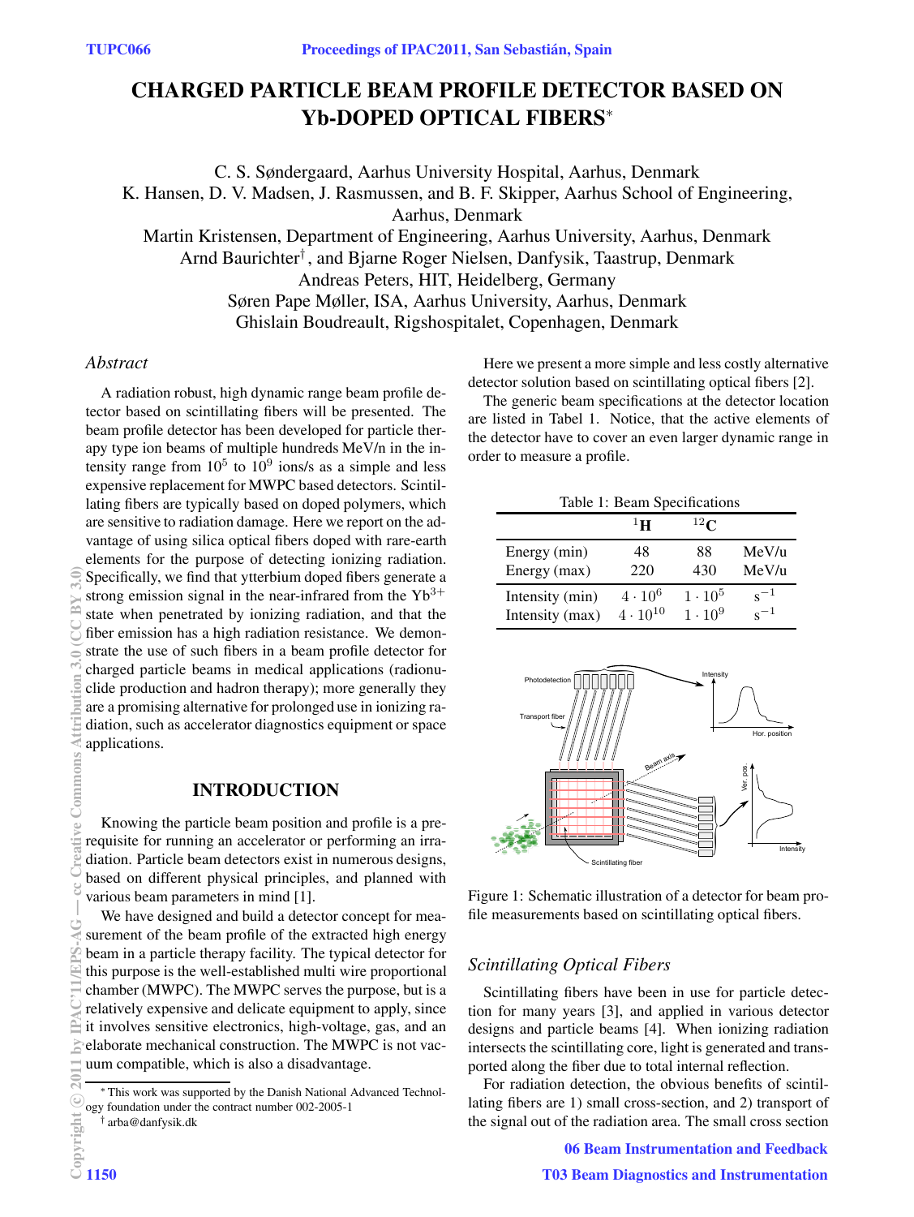# CHARGED PARTICLE BEAM PROFILE DETECTOR BASED ON Yb-DOPED OPTICAL FIBERS*

C. S. Søndergaard, Aarhus University Hospital, Aarhus, Denmark
K. Hansen, D. V. Madsen, J. Rasmussen, and B. F. Skipper, Aarhus School of Engineering, Aarhus, Denmark
Martin Kristensen, Department of Engineering, Aarhus University, Aarhus, Denmark
Arnd Baurichter†, and Bjarne Roger Nielsen, Danfysik, Taastrup, Denmark
Andreas Peters, HIT, Heidelberg, Germany
Søren Pape Møller, ISA, Aarhus University, Aarhus, Denmark
Ghislain Boudreault, Rigshospitalet, Copenhagen, Denmark

### *Abstract*

A radiation robust, high dynamic range beam profile detector based on scintillating fibers will be presented. The beam profile detector has been developed for particle therapy type ion beams of multiple hundreds MeV/n in the intensity range from $10^5$ to $10^9$ ions/s as a simple and less expensive replacement for MWPC based detectors. Scintillating fibers are typically based on doped polymers, which are sensitive to radiation damage. Here we report on the advantage of using silica optical fibers doped with rare-earth elements for the purpose of detecting ionizing radiation. Specifically, we find that ytterbium doped fibers generate a strong emission signal in the near-infrared from the $Yb^{3+}$ state when penetrated by ionizing radiation, and that the fiber emission has a high radiation resistance. We demonstrate the use of such fibers in a beam profile detector for charged particle beams in medical applications (radionuclide production and hadron therapy); more generally they are a promising alternative for prolonged use in ionizing radiation, such as accelerator diagnostics equipment or space applications.

## INTRODUCTION

Knowing the particle beam position and profile is a prerequisite for running an accelerator or performing an irradiation. Particle beam detectors exist in numerous designs, based on different physical principles, and planned with various beam parameters in mind [1].

We have designed and build a detector concept for measurement of the beam profile of the extracted high energy beam in a particle therapy facility. The typical detector for this purpose is the well-established multi wire proportional chamber (MWPC). The MWPC serves the purpose, but is a relatively expensive and delicate equipment to apply, since it involves sensitive electronics, high-voltage, gas, and an elaborate mechanical construction. The MWPC is not vacuum compatible, which is also a disadvantage.

Here we present a more simple and less costly alternative detector solution based on scintillating optical fibers [2].

The generic beam specifications at the detector location are listed in Tabel 1. Notice, that the active elements of the detector have to cover an even larger dynamic range in order to measure a profile.

Table 1: Beam Specifications

| | $^1$H | $^{12}$C | |
|---|---|---|---|
| Energy (min) | 48 | 88 | MeV/u |
| Energy (max) | 220 | 430 | MeV/u |
| Intensity (min) | $4 \cdot 10^6$ | $1 \cdot 10^5$ | $s^{-1}$ |
| Intensity (max) | $4 \cdot 10^{10}$ | $1 \cdot 10^9$ | $s^{-1}$ |

Figure 1: Schematic illustration of a detector for beam profile measurements based on scintillating optical fibers.

### *Scintillating Optical Fibers*

Scintillating fibers have been in use for particle detection for many years [3], and applied in various detector designs and particle beams [4]. When ionizing radiation intersects the scintillating core, light is generated and transported along the fiber due to total internal reflection.

For radiation detection, the obvious benefits of scintillating fibers are 1) small cross-section, and 2) transport of the signal out of the radiation area. The small cross section

* This work was supported by the Danish National Advanced Technology foundation under the contract number 002-2005-1
† arba@danfysik.dk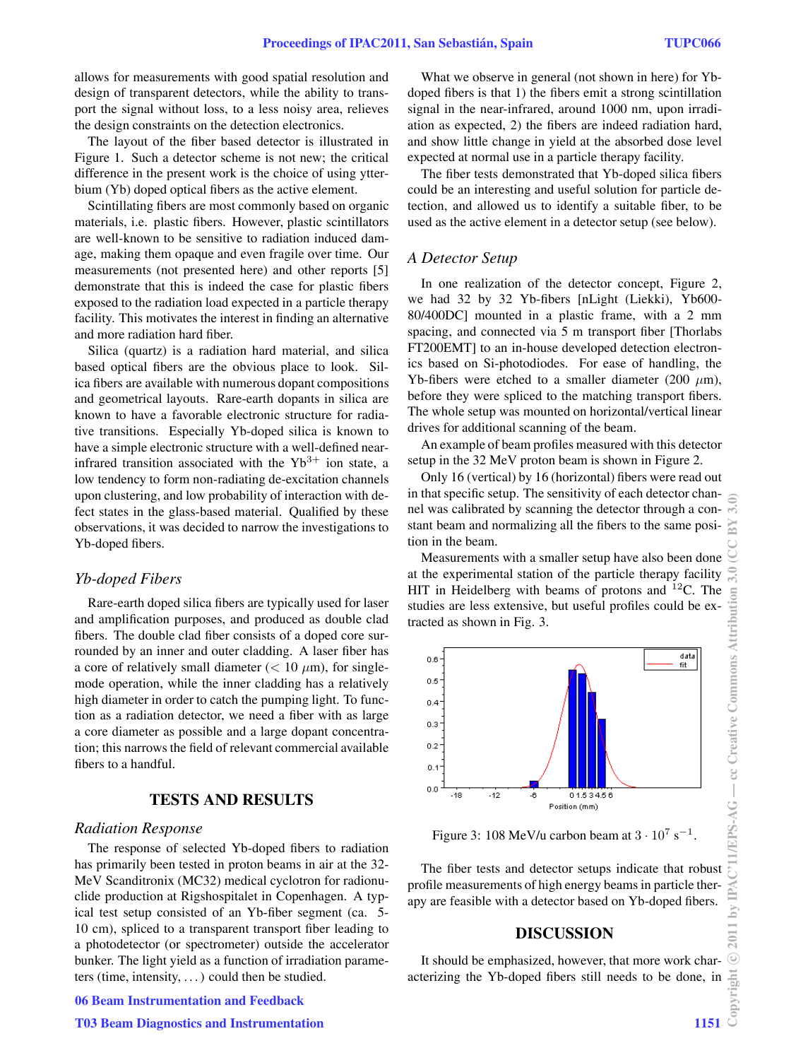allows for measurements with good spatial resolution and design of transparent detectors, while the ability to transport the signal without loss, to a less noisy area, relieves the design constraints on the detection electronics.

The layout of the fiber based detector is illustrated in Figure 1. Such a detector scheme is not new; the critical difference in the present work is the choice of using ytterbium (Yb) doped optical fibers as the active element.

Scintillating fibers are most commonly based on organic materials, i.e. plastic fibers. However, plastic scintillators are well-known to be sensitive to radiation induced damage, making them opaque and even fragile over time. Our measurements (not presented here) and other reports [5] demonstrate that this is indeed the case for plastic fibers exposed to the radiation load expected in a particle therapy facility. This motivates the interest in finding an alternative and more radiation hard fiber.

Silica (quartz) is a radiation hard material, and silica based optical fibers are the obvious place to look. Silica fibers are available with numerous dopant compositions and geometrical layouts. Rare-earth dopants in silica are known to have a favorable electronic structure for radiative transitions. Especially Yb-doped silica is known to have a simple electronic structure with a well-defined near-infrared transition associated with the $Yb^{3+}$ ion state, a low tendency to form non-radiating de-excitation channels upon clustering, and low probability of interaction with defect states in the glass-based material. Qualified by these observations, it was decided to narrow the investigations to Yb-doped fibers.

### *Yb-doped Fibers*

Rare-earth doped silica fibers are typically used for laser and amplification purposes, and produced as double clad fibers. The double clad fiber consists of a doped core surrounded by an inner and outer cladding. A laser fiber has a core of relatively small diameter (< 10 $\mu$m), for single-mode operation, while the inner cladding has a relatively high diameter in order to catch the pumping light. To function as a radiation detector, we need a fiber with as large a core diameter as possible and a large dopant concentration; this narrows the field of relevant commercial available fibers to a handful.

## TESTS AND RESULTS

### *Radiation Response*

The response of selected Yb-doped fibers to radiation has primarily been tested in proton beams in air at the 32-MeV Scanditronix (MC32) medical cyclotron for radionuclide production at Rigshospitalet in Copenhagen. A typical test setup consisted of an Yb-fiber segment (ca. 5-10 cm), spliced to a transparent transport fiber leading to a photodetector (or spectrometer) outside the accelerator bunker. The light yield as a function of irradiation parameters (time, intensity, . . . ) could then be studied.

What we observe in general (not shown in here) for Yb-doped fibers is that 1) the fibers emit a strong scintillation signal in the near-infrared, around 1000 nm, upon irradiation as expected, 2) the fibers are indeed radiation hard, and show little change in yield at the absorbed dose level expected at normal use in a particle therapy facility.

The fiber tests demonstrated that Yb-doped silica fibers could be an interesting and useful solution for particle detection, and allowed us to identify a suitable fiber, to be used as the active element in a detector setup (see below).

### *A Detector Setup*

In one realization of the detector concept, Figure 2, we had 32 by 32 Yb-fibers [nLight (Liekki), Yb600-80/400DC] mounted in a plastic frame, with a 2 mm spacing, and connected via 5 m transport fiber [Thorlabs FT200EMT] to an in-house developed detection electronics based on Si-photodiodes. For ease of handling, the Yb-fibers were etched to a smaller diameter (200 $\mu$m), before they were spliced to the matching transport fibers. The whole setup was mounted on horizontal/vertical linear drives for additional scanning of the beam.

An example of beam profiles measured with this detector setup in the 32 MeV proton beam is shown in Figure 2.

Only 16 (vertical) by 16 (horizontal) fibers were read out in that specific setup. The sensitivity of each detector channel was calibrated by scanning the detector through a constant beam and normalizing all the fibers to the same position in the beam.

Measurements with a smaller setup have also been done at the experimental station of the particle therapy facility HIT in Heidelberg with beams of protons and $^{12}$C. The studies are less extensive, but useful profiles could be extracted as shown in Fig. 3.

Figure 3: 108 MeV/u carbon beam at $3 \cdot 10^7$ s$^{-1}$.

The fiber tests and detector setups indicate that robust profile measurements of high energy beams in particle therapy are feasible with a detector based on Yb-doped fibers.

## DISCUSSION

It should be emphasized, however, that more work characterizing the Yb-doped fibers still needs to be done, in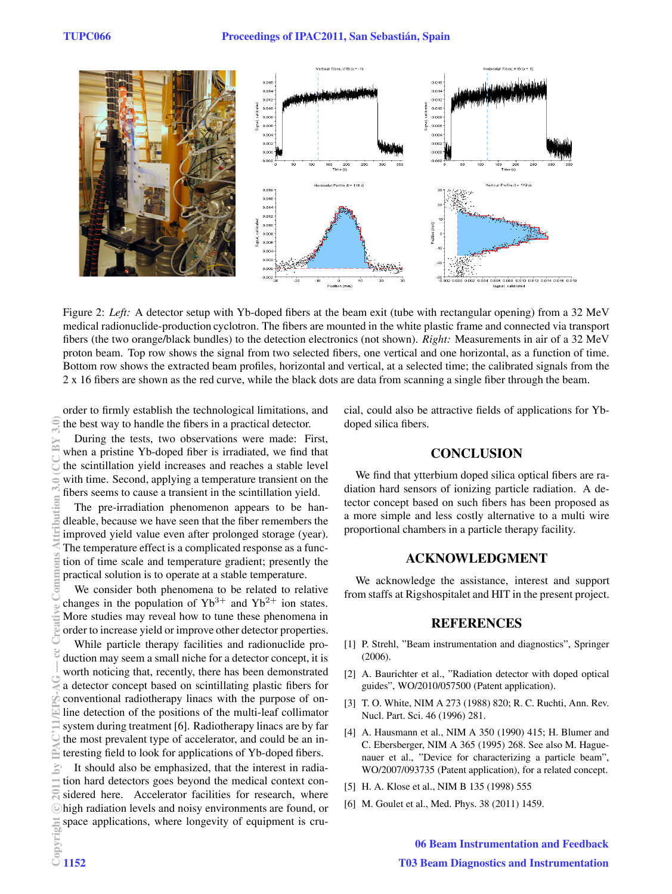Vertical Fiber, V10 (x = -1)

Horizontal Fiber, H10 (y = 1)

Horizontal Profile (t = 110 s)

Vertical Profile (t = 110 s)

Figure 2: *Left:* A detector setup with Yb-doped fibers at the beam exit (tube with rectangular opening) from a 32 MeV medical radionuclide-production cyclotron. The fibers are mounted in the white plastic frame and connected via transport fibers (the two orange/black bundles) to the detection electronics (not shown). *Right:* Measurements in air of a 32 MeV proton beam. Top row shows the signal from two selected fibers, one vertical and one horizontal, as a function of time. Bottom row shows the extracted beam profiles, horizontal and vertical, at a selected time; the calibrated signals from the 2 x 16 fibers are shown as the red curve, while the black dots are data from scanning a single fiber through the beam.

order to firmly establish the technological limitations, and the best way to handle the fibers in a practical detector.

During the tests, two observations were made: First, when a pristine Yb-doped fiber is irradiated, we find that the scintillation yield increases and reaches a stable level with time. Second, applying a temperature transient on the fibers seems to cause a transient in the scintillation yield.

The pre-irradiation phenomenon appears to be handleable, because we have seen that the fiber remembers the improved yield value even after prolonged storage (year). The temperature effect is a complicated response as a function of time scale and temperature gradient; presently the practical solution is to operate at a stable temperature.

We consider both phenomena to be related to relative changes in the population of $Yb^{3+}$ and $Yb^{2+}$ ion states. More studies may reveal how to tune these phenomena in order to increase yield or improve other detector properties.

While particle therapy facilities and radionuclide production may seem a small niche for a detector concept, it is worth noticing that, recently, there has been demonstrated a detector concept based on scintillating plastic fibers for conventional radiotherapy linacs with the purpose of online detection of the positions of the multi-leaf collimator system during treatment [6]. Radiotherapy linacs are by far the most prevalent type of accelerator, and could be an interesting field to look for applications of Yb-doped fibers.

It should also be emphasized, that the interest in radiation hard detectors goes beyond the medical context considered here. Accelerator facilities for research, where high radiation levels and noisy environments are found, or space applications, where longevity of equipment is crucial, could also be attractive fields of applications for Yb-doped silica fibers.

## CONCLUSION

We find that ytterbium doped silica optical fibers are radiation hard sensors of ionizing particle radiation. A detector concept based on such fibers has been proposed as a more simple and less costly alternative to a multi wire proportional chambers in a particle therapy facility.

## ACKNOWLEDGMENT

We acknowledge the assistance, interest and support from staffs at Rigshospitalet and HIT in the present project.

## REFERENCES

[1] P. Strehl, "Beam instrumentation and diagnostics", Springer (2006).

[2] A. Baurichter et al., "Radiation detector with doped optical guides", WO/2010/057500 (Patent application).

[3] T. O. White, NIM A 273 (1988) 820; R. C. Ruchti, Ann. Rev. Nucl. Part. Sci. 46 (1996) 281.

[4] A. Hausmann et al., NIM A 350 (1990) 415; H. Blumer and C. Ebersberger, NIM A 365 (1995) 268. See also M. Haguenauer et al., "Device for characterizing a particle beam", WO/2007/093735 (Patent application), for a related concept.

[5] H. A. Klose et al., NIM B 135 (1998) 555

[6] M. Goulet et al., Med. Phys. 38 (2011) 1459.